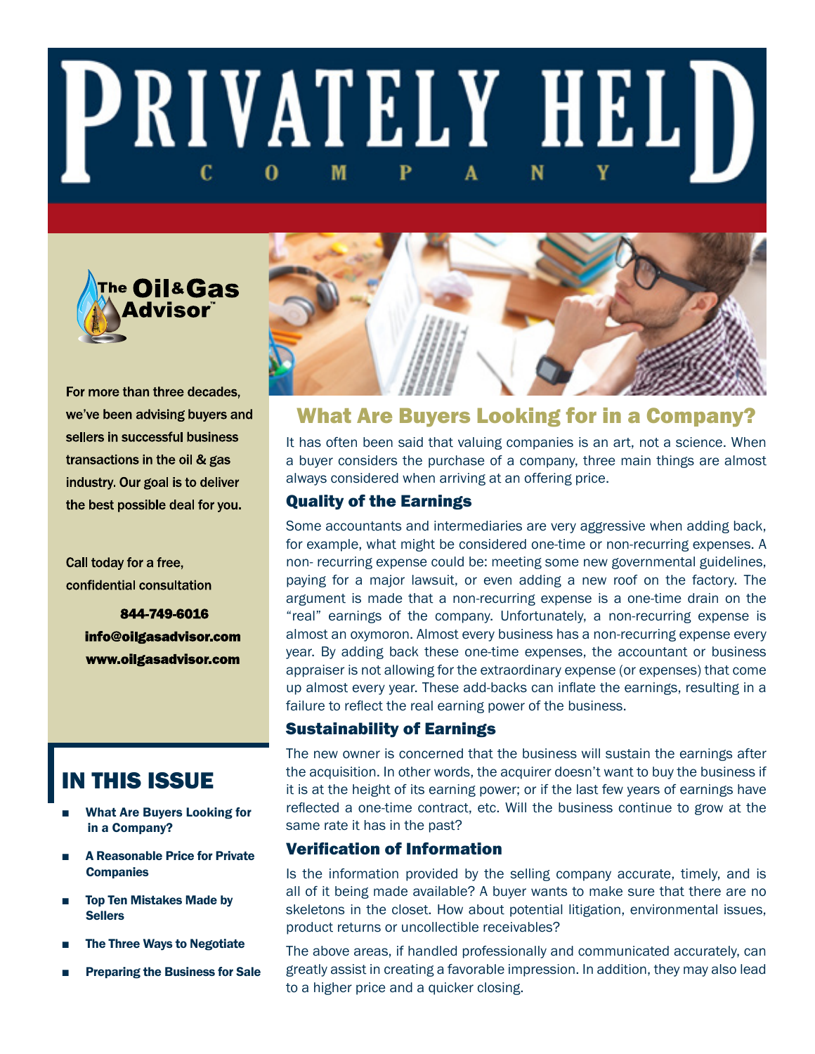# PRIVATELY HELD COMPANY

For more than three decades, we've been advising buyers and sellers in successful business transactions in the oil & gas industry. Our goal is to deliver the best possible deal for you.

Call today for a free, confidential consultation

**844-749-6016**
**info@oilgasadvisor.com**
**www.oilgasadvisor.com**

## IN THIS ISSUE

- What Are Buyers Looking for in a Company?
- A Reasonable Price for Private Companies
- Top Ten Mistakes Made by Sellers
- The Three Ways to Negotiate
- Preparing the Business for Sale

## What Are Buyers Looking for in a Company?

It has often been said that valuing companies is an art, not a science. When a buyer considers the purchase of a company, three main things are almost always considered when arriving at an offering price.

### Quality of the Earnings

Some accountants and intermediaries are very aggressive when adding back, for example, what might be considered one-time or non-recurring expenses. A non- recurring expense could be: meeting some new governmental guidelines, paying for a major lawsuit, or even adding a new roof on the factory. The argument is made that a non-recurring expense is a one-time drain on the "real" earnings of the company. Unfortunately, a non-recurring expense is almost an oxymoron. Almost every business has a non-recurring expense every year. By adding back these one-time expenses, the accountant or business appraiser is not allowing for the extraordinary expense (or expenses) that come up almost every year. These add-backs can inflate the earnings, resulting in a failure to reflect the real earning power of the business.

### Sustainability of Earnings

The new owner is concerned that the business will sustain the earnings after the acquisition. In other words, the acquirer doesn't want to buy the business if it is at the height of its earning power; or if the last few years of earnings have reflected a one-time contract, etc. Will the business continue to grow at the same rate it has in the past?

### Verification of Information

Is the information provided by the selling company accurate, timely, and is all of it being made available? A buyer wants to make sure that there are no skeletons in the closet. How about potential litigation, environmental issues, product returns or uncollectible receivables?

The above areas, if handled professionally and communicated accurately, can greatly assist in creating a favorable impression. In addition, they may also lead to a higher price and a quicker closing.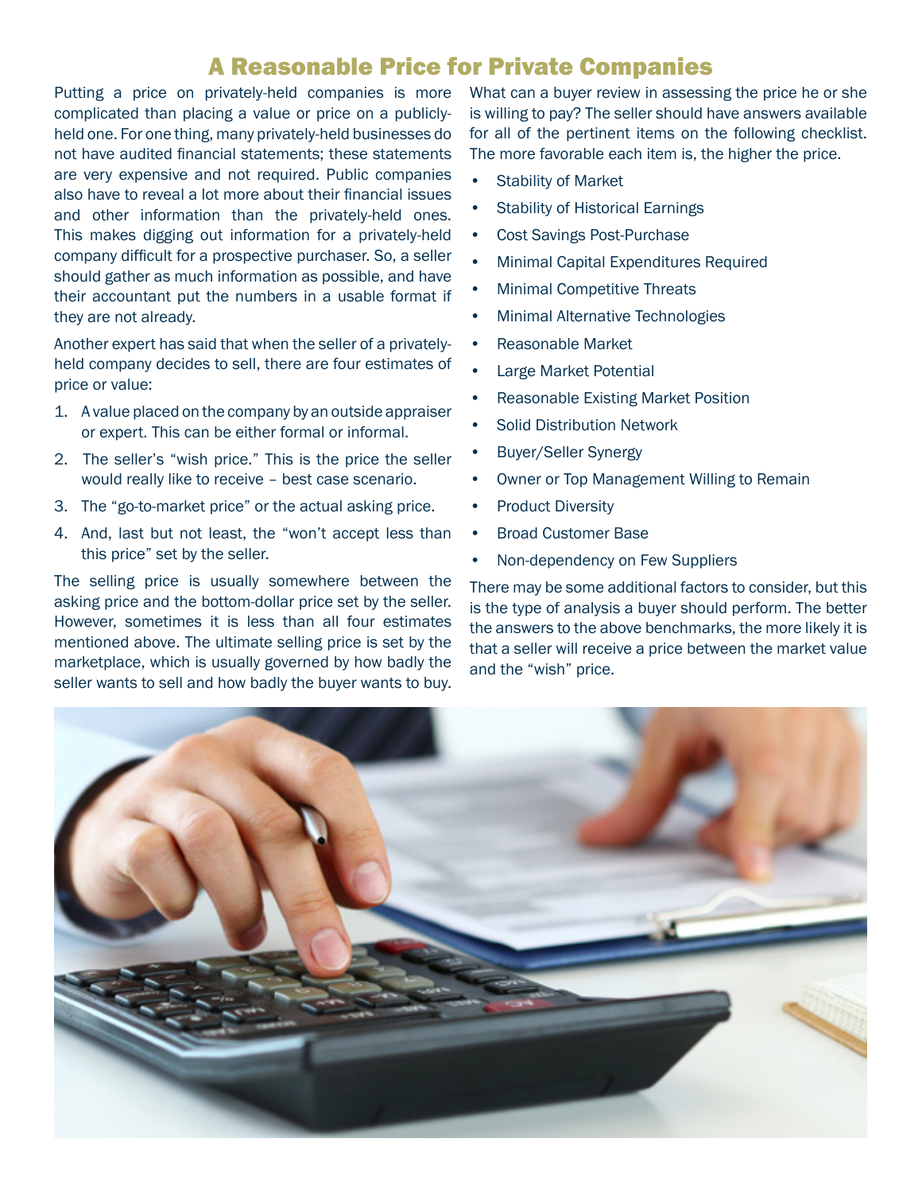# A Reasonable Price for Private Companies

Putting a price on privately-held companies is more complicated than placing a value or price on a publicly-held one. For one thing, many privately-held businesses do not have audited financial statements; these statements are very expensive and not required. Public companies also have to reveal a lot more about their financial issues and other information than the privately-held ones. This makes digging out information for a privately-held company difficult for a prospective purchaser. So, a seller should gather as much information as possible, and have their accountant put the numbers in a usable format if they are not already.

Another expert has said that when the seller of a privately-held company decides to sell, there are four estimates of price or value:

1. A value placed on the company by an outside appraiser or expert. This can be either formal or informal.
2. The seller's "wish price." This is the price the seller would really like to receive – best case scenario.
3. The "go-to-market price" or the actual asking price.
4. And, last but not least, the "won't accept less than this price" set by the seller.

The selling price is usually somewhere between the asking price and the bottom-dollar price set by the seller. However, sometimes it is less than all four estimates mentioned above. The ultimate selling price is set by the marketplace, which is usually governed by how badly the seller wants to sell and how badly the buyer wants to buy.

What can a buyer review in assessing the price he or she is willing to pay? The seller should have answers available for all of the pertinent items on the following checklist. The more favorable each item is, the higher the price.

- Stability of Market
- Stability of Historical Earnings
- Cost Savings Post-Purchase
- Minimal Capital Expenditures Required
- Minimal Competitive Threats
- Minimal Alternative Technologies
- Reasonable Market
- Large Market Potential
- Reasonable Existing Market Position
- Solid Distribution Network
- Buyer/Seller Synergy
- Owner or Top Management Willing to Remain
- Product Diversity
- Broad Customer Base
- Non-dependency on Few Suppliers

There may be some additional factors to consider, but this is the type of analysis a buyer should perform. The better the answers to the above benchmarks, the more likely it is that a seller will receive a price between the market value and the "wish" price.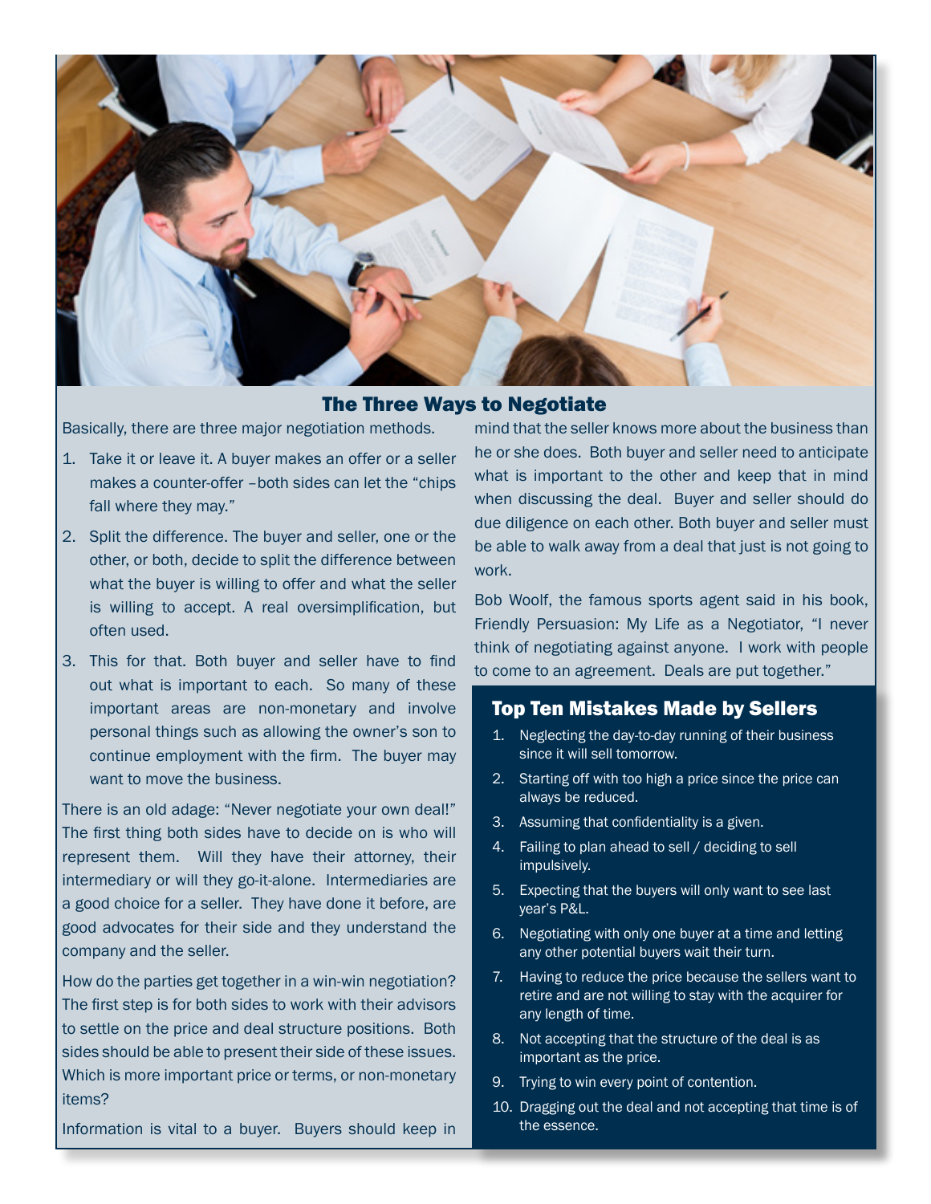## The Three Ways to Negotiate

Basically, there are three major negotiation methods.

1. Take it or leave it. A buyer makes an offer or a seller makes a counter-offer –both sides can let the "chips fall where they may."
2. Split the difference. The buyer and seller, one or the other, or both, decide to split the difference between what the buyer is willing to offer and what the seller is willing to accept. A real oversimplification, but often used.
3. This for that. Both buyer and seller have to find out what is important to each. So many of these important areas are non-monetary and involve personal things such as allowing the owner's son to continue employment with the firm. The buyer may want to move the business.

There is an old adage: "Never negotiate your own deal!" The first thing both sides have to decide on is who will represent them. Will they have their attorney, their intermediary or will they go-it-alone. Intermediaries are a good choice for a seller. They have done it before, are good advocates for their side and they understand the company and the seller.

How do the parties get together in a win-win negotiation? The first step is for both sides to work with their advisors to settle on the price and deal structure positions. Both sides should be able to present their side of these issues. Which is more important price or terms, or non-monetary items?

Information is vital to a buyer. Buyers should keep in mind that the seller knows more about the business than he or she does. Both buyer and seller need to anticipate what is important to the other and keep that in mind when discussing the deal. Buyer and seller should do due diligence on each other. Both buyer and seller must be able to walk away from a deal that just is not going to work.

Bob Woolf, the famous sports agent said in his book, Friendly Persuasion: My Life as a Negotiator, "I never think of negotiating against anyone. I work with people to come to an agreement. Deals are put together."

### Top Ten Mistakes Made by Sellers

1. Neglecting the day-to-day running of their business since it will sell tomorrow.
2. Starting off with too high a price since the price can always be reduced.
3. Assuming that confidentiality is a given.
4. Failing to plan ahead to sell / deciding to sell impulsively.
5. Expecting that the buyers will only want to see last year's P&L.
6. Negotiating with only one buyer at a time and letting any other potential buyers wait their turn.
7. Having to reduce the price because the sellers want to retire and are not willing to stay with the acquirer for any length of time.
8. Not accepting that the structure of the deal is as important as the price.
9. Trying to win every point of contention.
10. Dragging out the deal and not accepting that time is of the essence.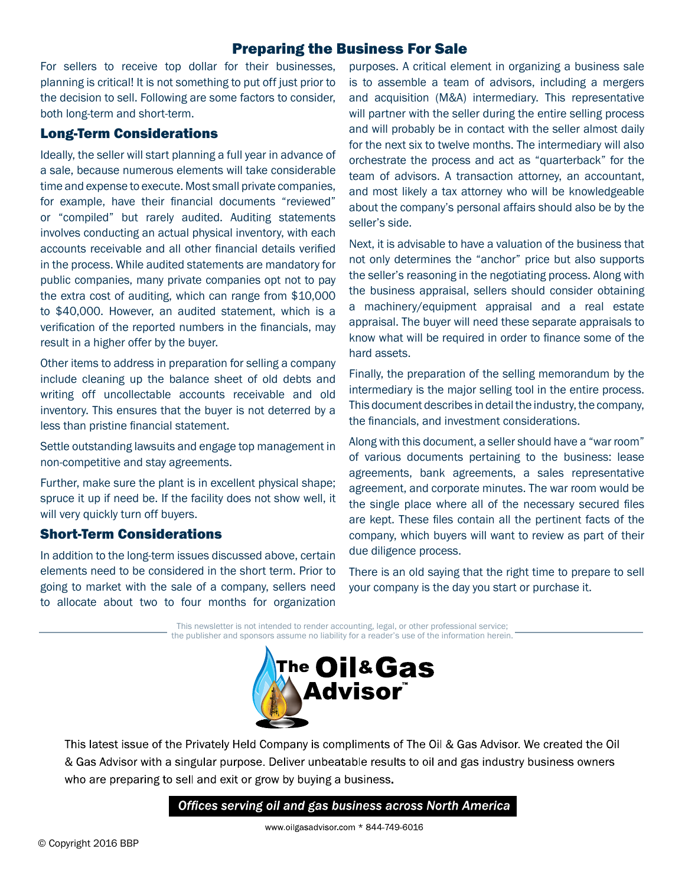## Preparing the Business For Sale

For sellers to receive top dollar for their businesses, planning is critical! It is not something to put off just prior to the decision to sell. Following are some factors to consider, both long-term and short-term.

### Long-Term Considerations

Ideally, the seller will start planning a full year in advance of a sale, because numerous elements will take considerable time and expense to execute. Most small private companies, for example, have their financial documents "reviewed" or "compiled" but rarely audited. Auditing statements involves conducting an actual physical inventory, with each accounts receivable and all other financial details verified in the process. While audited statements are mandatory for public companies, many private companies opt not to pay the extra cost of auditing, which can range from $10,000 to $40,000. However, an audited statement, which is a verification of the reported numbers in the financials, may result in a higher offer by the buyer.

Other items to address in preparation for selling a company include cleaning up the balance sheet of old debts and writing off uncollectable accounts receivable and old inventory. This ensures that the buyer is not deterred by a less than pristine financial statement.

Settle outstanding lawsuits and engage top management in non-competitive and stay agreements.

Further, make sure the plant is in excellent physical shape; spruce it up if need be. If the facility does not show well, it will very quickly turn off buyers.

### Short-Term Considerations

In addition to the long-term issues discussed above, certain elements need to be considered in the short term. Prior to going to market with the sale of a company, sellers need to allocate about two to four months for organization purposes. A critical element in organizing a business sale is to assemble a team of advisors, including a mergers and acquisition (M&A) intermediary. This representative will partner with the seller during the entire selling process and will probably be in contact with the seller almost daily for the next six to twelve months. The intermediary will also orchestrate the process and act as "quarterback" for the team of advisors. A transaction attorney, an accountant, and most likely a tax attorney who will be knowledgeable about the company's personal affairs should also be by the seller's side.

Next, it is advisable to have a valuation of the business that not only determines the "anchor" price but also supports the seller's reasoning in the negotiating process. Along with the business appraisal, sellers should consider obtaining a machinery/equipment appraisal and a real estate appraisal. The buyer will need these separate appraisals to know what will be required in order to finance some of the hard assets.

Finally, the preparation of the selling memorandum by the intermediary is the major selling tool in the entire process. This document describes in detail the industry, the company, the financials, and investment considerations.

Along with this document, a seller should have a "war room" of various documents pertaining to the business: lease agreements, bank agreements, a sales representative agreement, and corporate minutes. The war room would be the single place where all of the necessary secured files are kept. These files contain all the pertinent facts of the company, which buyers will want to review as part of their due diligence process.

There is an old saying that the right time to prepare to sell your company is the day you start or purchase it.

This newsletter is not intended to render accounting, legal, or other professional service; the publisher and sponsors assume no liability for a reader's use of the information herein.

The Oil & Gas Advisor™

This latest issue of the Privately Held Company is compliments of The Oil & Gas Advisor. We created the Oil & Gas Advisor with a singular purpose. Deliver unbeatable results to oil and gas industry business owners who are preparing to sell and exit or grow by buying a business.

*Offices serving oil and gas business across North America*

www.oilgasadvisor.com * 844-749-6016

© Copyright 2016 BBP